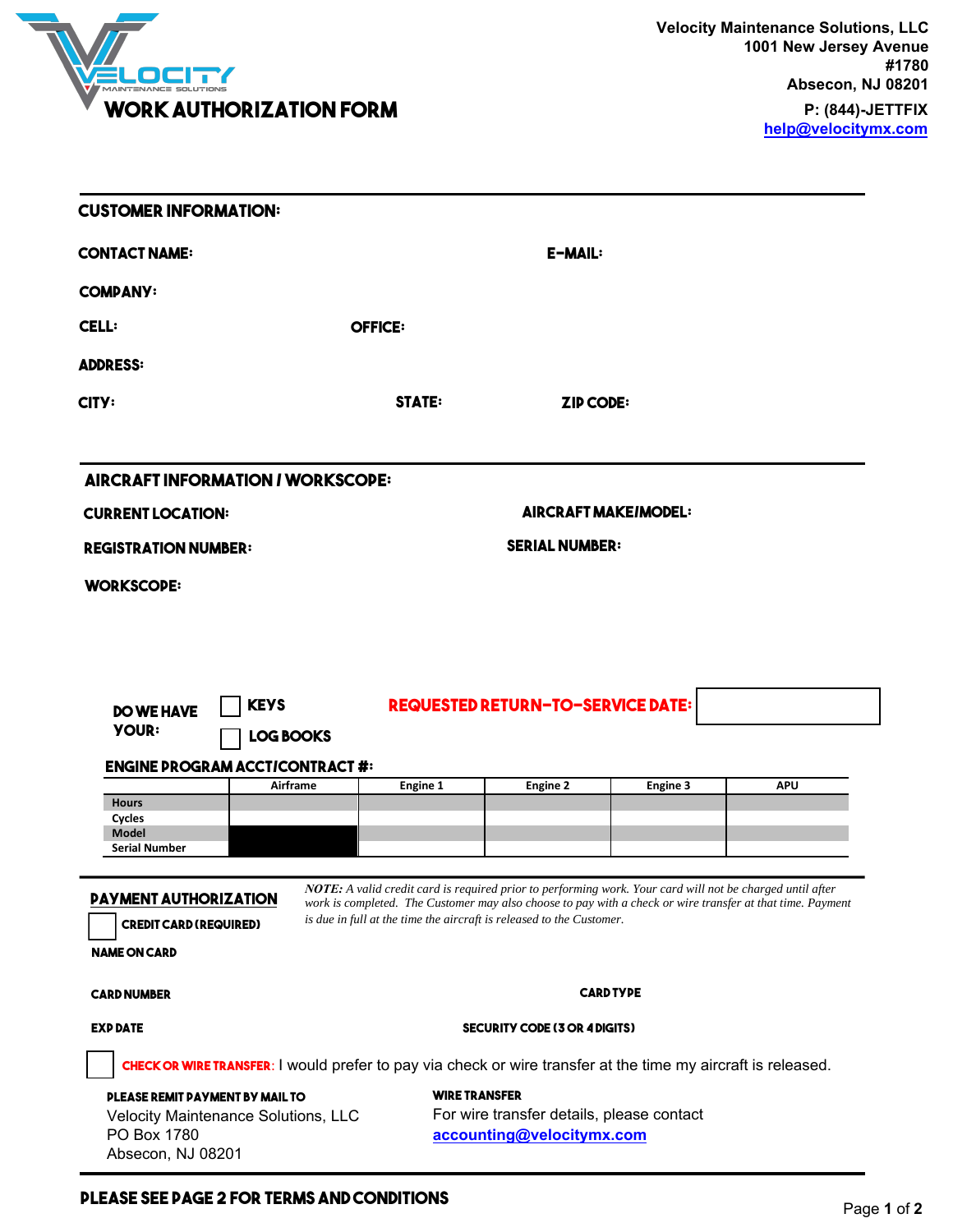# WORK AUTHORIZATION FORM

**Velocity Maintenance Solutions, LLC**
**1001 New Jersey Avenue**
**#1780**
**Absecon, NJ 08201**
**P: (844)-JETTFIX**
**help@velocitymx.com**

## CUSTOMER INFORMATION:

**CONTACT NAME:**

**E-MAIL:**

**COMPANY:**

**CELL:**

**OFFICE:**

**ADDRESS:**

**CITY:**

**STATE:**

**ZIP CODE:**

## AIRCRAFT INFORMATION / WORKSCOPE:

**CURRENT LOCATION:**

**AIRCRAFT MAKE/MODEL:**

**REGISTRATION NUMBER:**

**SERIAL NUMBER:**

**WORKSCOPE:**

**DO WE HAVE YOUR:**

- ☐ **KEYS**
- ☐ **LOG BOOKS**

**REQUESTED RETURN-TO-SERVICE DATE:**

**ENGINE PROGRAM ACCT/CONTRACT #:**

| | Airframe | Engine 1 | Engine 2 | Engine 3 | APU |
|---|---|---|---|---|---|
| Hours | | | | | |
| Cycles | | | | | |
| Model | | | | | |
| Serial Number | | | | | |

## PAYMENT AUTHORIZATION

*NOTE: A valid credit card is required prior to performing work. Your card will not be charged until after work is completed. The Customer may also choose to pay with a check or wire transfer at that time. Payment is due in full at the time the aircraft is released to the Customer.*

☐ **CREDIT CARD (REQUIRED)**

**NAME ON CARD**

**CARD NUMBER**

**CARD TYPE**

**EXP DATE**

**SECURITY CODE (3 OR 4 DIGITS)**

☐ **CHECK OR WIRE TRANSFER:** I would prefer to pay via check or wire transfer at the time my aircraft is released.

**PLEASE REMIT PAYMENT BY MAIL TO**
Velocity Maintenance Solutions, LLC
PO Box 1780
Absecon, NJ 08201

**WIRE TRANSFER**
For wire transfer details, please contact
**accounting@velocitymx.com**

**PLEASE SEE PAGE 2 FOR TERMS AND CONDITIONS**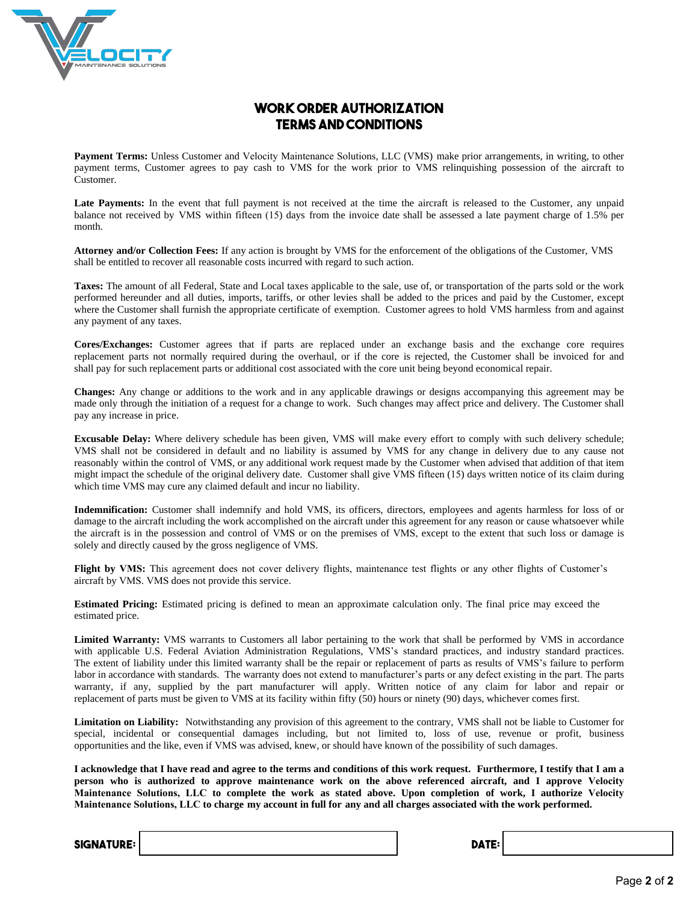# WORK ORDER AUTHORIZATION
# TERMS AND CONDITIONS

**Payment Terms:** Unless Customer and Velocity Maintenance Solutions, LLC (VMS) make prior arrangements, in writing, to other payment terms, Customer agrees to pay cash to VMS for the work prior to VMS relinquishing possession of the aircraft to Customer.

**Late Payments:** In the event that full payment is not received at the time the aircraft is released to the Customer, any unpaid balance not received by VMS within fifteen (15) days from the invoice date shall be assessed a late payment charge of 1.5% per month.

**Attorney and/or Collection Fees:** If any action is brought by VMS for the enforcement of the obligations of the Customer, VMS shall be entitled to recover all reasonable costs incurred with regard to such action.

**Taxes:** The amount of all Federal, State and Local taxes applicable to the sale, use of, or transportation of the parts sold or the work performed hereunder and all duties, imports, tariffs, or other levies shall be added to the prices and paid by the Customer, except where the Customer shall furnish the appropriate certificate of exemption. Customer agrees to hold VMS harmless from and against any payment of any taxes.

**Cores/Exchanges:** Customer agrees that if parts are replaced under an exchange basis and the exchange core requires replacement parts not normally required during the overhaul, or if the core is rejected, the Customer shall be invoiced for and shall pay for such replacement parts or additional cost associated with the core unit being beyond economical repair.

**Changes:** Any change or additions to the work and in any applicable drawings or designs accompanying this agreement may be made only through the initiation of a request for a change to work. Such changes may affect price and delivery. The Customer shall pay any increase in price.

**Excusable Delay:** Where delivery schedule has been given, VMS will make every effort to comply with such delivery schedule; VMS shall not be considered in default and no liability is assumed by VMS for any change in delivery due to any cause not reasonably within the control of VMS, or any additional work request made by the Customer when advised that addition of that item might impact the schedule of the original delivery date. Customer shall give VMS fifteen (15) days written notice of its claim during which time VMS may cure any claimed default and incur no liability.

**Indemnification:** Customer shall indemnify and hold VMS, its officers, directors, employees and agents harmless for loss of or damage to the aircraft including the work accomplished on the aircraft under this agreement for any reason or cause whatsoever while the aircraft is in the possession and control of VMS or on the premises of VMS, except to the extent that such loss or damage is solely and directly caused by the gross negligence of VMS.

**Flight by VMS:** This agreement does not cover delivery flights, maintenance test flights or any other flights of Customer's aircraft by VMS. VMS does not provide this service.

**Estimated Pricing:** Estimated pricing is defined to mean an approximate calculation only. The final price may exceed the estimated price.

**Limited Warranty:** VMS warrants to Customers all labor pertaining to the work that shall be performed by VMS in accordance with applicable U.S. Federal Aviation Administration Regulations, VMS's standard practices, and industry standard practices. The extent of liability under this limited warranty shall be the repair or replacement of parts as results of VMS's failure to perform labor in accordance with standards. The warranty does not extend to manufacturer's parts or any defect existing in the part. The parts warranty, if any, supplied by the part manufacturer will apply. Written notice of any claim for labor and repair or replacement of parts must be given to VMS at its facility within fifty (50) hours or ninety (90) days, whichever comes first.

**Limitation on Liability:** Notwithstanding any provision of this agreement to the contrary, VMS shall not be liable to Customer for special, incidental or consequential damages including, but not limited to, loss of use, revenue or profit, business opportunities and the like, even if VMS was advised, knew, or should have known of the possibility of such damages.

**I acknowledge that I have read and agree to the terms and conditions of this work request. Furthermore, I testify that I am a person who is authorized to approve maintenance work on the above referenced aircraft, and I approve Velocity Maintenance Solutions, LLC to complete the work as stated above. Upon completion of work, I authorize Velocity Maintenance Solutions, LLC to charge my account in full for any and all charges associated with the work performed.**

**SIGNATURE:** ____________________ **DATE:** ____________________